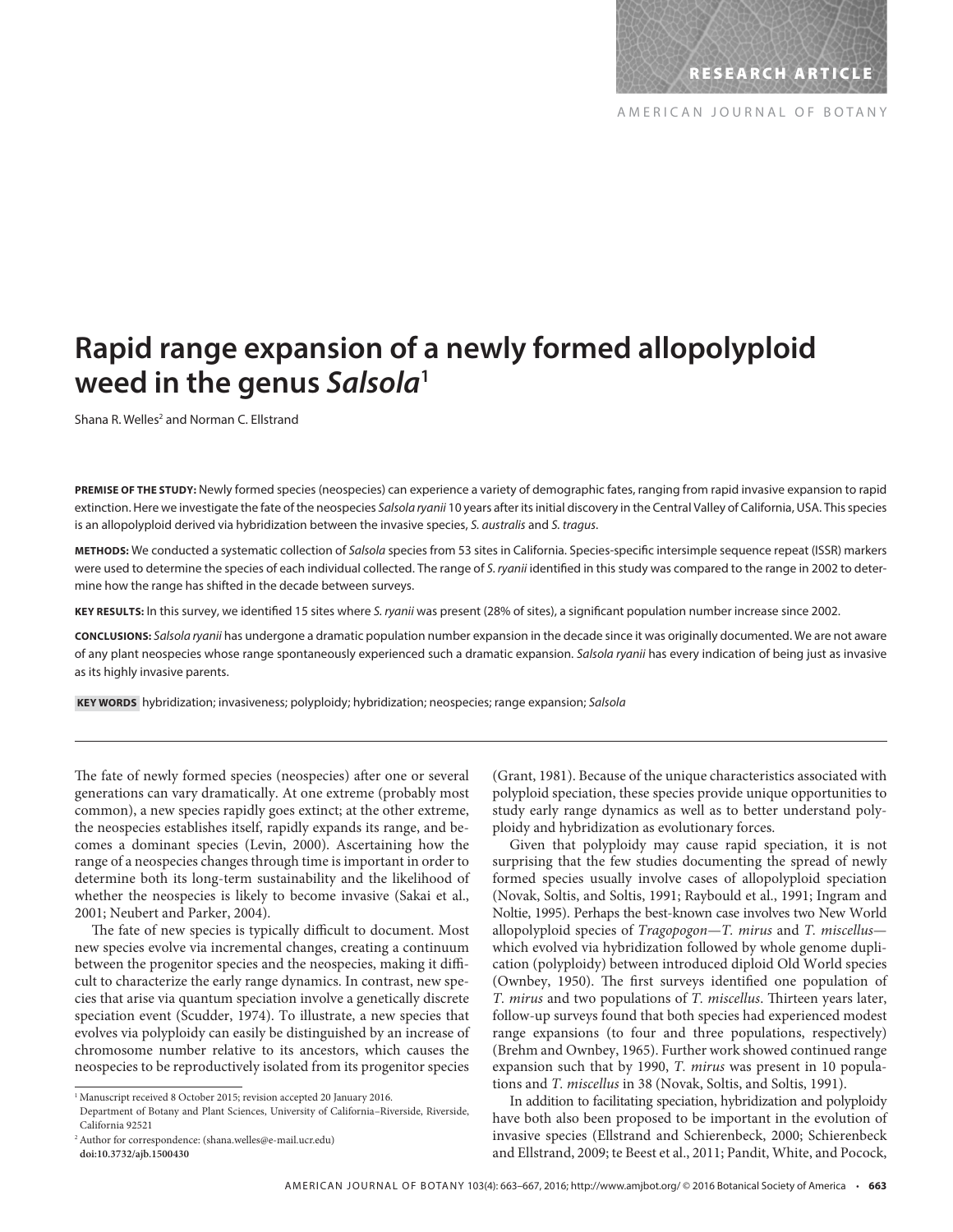RESEARCH ARTICLE

# Rapid range expansion of a newly formed allopolyploid weed in the genus *Salsola*[1]

Shana R. Welles[2] and Norman C. Ellstrand

**PREMISE OF THE STUDY:** Newly formed species (neospecies) can experience a variety of demographic fates, ranging from rapid invasive expansion to rapid extinction. Here we investigate the fate of the neospecies *Salsola ryanii* 10 years after its initial discovery in the Central Valley of California, USA. This species is an allopolyploid derived via hybridization between the invasive species, *S. australis* and *S. tragus*.

**METHODS:** We conducted a systematic collection of *Salsola* species from 53 sites in California. Species-specific intersimple sequence repeat (ISSR) markers were used to determine the species of each individual collected. The range of *S. ryanii* identified in this study was compared to the range in 2002 to determine how the range has shifted in the decade between surveys.

**KEY RESULTS:** In this survey, we identified 15 sites where *S. ryanii* was present (28% of sites), a significant population number increase since 2002.

**CONCLUSIONS:** *Salsola ryanii* has undergone a dramatic population number expansion in the decade since it was originally documented. We are not aware of any plant neospecies whose range spontaneously experienced such a dramatic expansion. *Salsola ryanii* has every indication of being just as invasive as its highly invasive parents.

**KEY WORDS** hybridization; invasiveness; polyploidy; hybridization; neospecies; range expansion; *Salsola*

The fate of newly formed species (neospecies) after one or several generations can vary dramatically. At one extreme (probably most common), a new species rapidly goes extinct; at the other extreme, the neospecies establishes itself, rapidly expands its range, and becomes a dominant species (Levin, 2000). Ascertaining how the range of a neospecies changes through time is important in order to determine both its long-term sustainability and the likelihood of whether the neospecies is likely to become invasive (Sakai et al., 2001; Neubert and Parker, 2004).

The fate of new species is typically difficult to document. Most new species evolve via incremental changes, creating a continuum between the progenitor species and the neospecies, making it difficult to characterize the early range dynamics. In contrast, new species that arise via quantum speciation involve a genetically discrete speciation event (Scudder, 1974). To illustrate, a new species that evolves via polyploidy can easily be distinguished by an increase of chromosome number relative to its ancestors, which causes the neospecies to be reproductively isolated from its progenitor species (Grant, 1981). Because of the unique characteristics associated with polyploid speciation, these species provide unique opportunities to study early range dynamics as well as to better understand polyploidy and hybridization as evolutionary forces.

Given that polyploidy may cause rapid speciation, it is not surprising that the few studies documenting the spread of newly formed species usually involve cases of allopolyploid speciation (Novak, Soltis, and Soltis, 1991; Raybould et al., 1991; Ingram and Noltie, 1995). Perhaps the best-known case involves two New World allopolyploid species of *Tragopogon*—*T. mirus* and *T. miscellus*—which evolved via hybridization followed by whole genome duplication (polyploidy) between introduced diploid Old World species (Ownbey, 1950). The first surveys identified one population of *T. mirus* and two populations of *T. miscellus*. Thirteen years later, follow-up surveys found that both species had experienced modest range expansions (to four and three populations, respectively) (Brehm and Ownbey, 1965). Further work showed continued range expansion such that by 1990, *T. mirus* was present in 10 populations and *T. miscellus* in 38 (Novak, Soltis, and Soltis, 1991).

In addition to facilitating speciation, hybridization and polyploidy have both also been proposed to be important in the evolution of invasive species (Ellstrand and Schierenbeck, 2000; Schierenbeck and Ellstrand, 2009; te Beest et al., 2011; Pandit, White, and Pocock,

[1] Manuscript received 8 October 2015; revision accepted 20 January 2016.
Department of Botany and Plant Sciences, University of California–Riverside, Riverside, California 92521

[2] Author for correspondence: (shana.welles@e-mail.ucr.edu)
doi:10.3732/ajb.1500430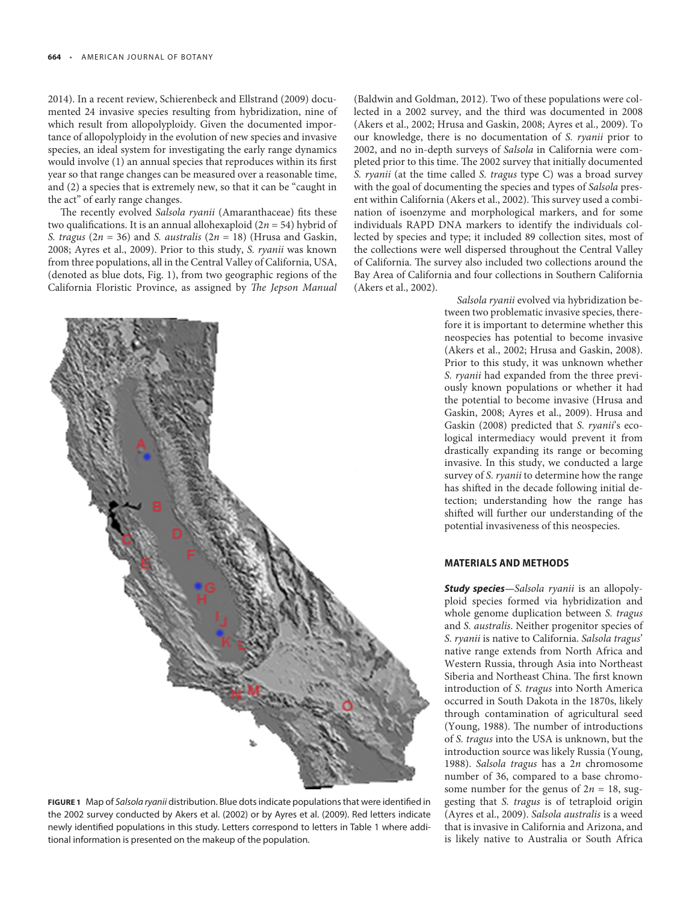2014). In a recent review, Schierenbeck and Ellstrand (2009) documented 24 invasive species resulting from hybridization, nine of which result from allopolyploidy. Given the documented importance of allopolyploidy in the evolution of new species and invasive species, an ideal system for investigating the early range dynamics would involve (1) an annual species that reproduces within its first year so that range changes can be measured over a reasonable time, and (2) a species that is extremely new, so that it can be "caught in the act" of early range changes.

The recently evolved *Salsola ryanii* (Amaranthaceae) fits these two qualifications. It is an annual allohexaploid ($2n = 54$) hybrid of *S. tragus* ($2n = 36$) and *S. australis* ($2n = 18$) (Hrusa and Gaskin, 2008; Ayres et al., 2009). Prior to this study, *S. ryanii* was known from three populations, all in the Central Valley of California, USA, (denoted as blue dots, Fig. 1), from two geographic regions of the California Floristic Province, as assigned by *The Jepson Manual* (Baldwin and Goldman, 2012). Two of these populations were collected in a 2002 survey, and the third was documented in 2008 (Akers et al., 2002; Hrusa and Gaskin, 2008; Ayres et al., 2009). To our knowledge, there is no documentation of *S. ryanii* prior to 2002, and no in-depth surveys of *Salsola* in California were completed prior to this time. The 2002 survey that initially documented *S. ryanii* (at the time called *S. tragus* type C) was a broad survey with the goal of documenting the species and types of *Salsola* present within California (Akers et al., 2002). This survey used a combination of isoenzyme and morphological markers, and for some individuals RAPD DNA markers to identify the individuals collected by species and type; it included 89 collection sites, most of the collections were well dispersed throughout the Central Valley of California. The survey also included two collections around the Bay Area of California and four collections in Southern California (Akers et al., 2002).

**FIGURE 1** Map of *Salsola ryanii* distribution. Blue dots indicate populations that were identified in the 2002 survey conducted by Akers et al. (2002) or by Ayres et al. (2009). Red letters indicate newly identified populations in this study. Letters correspond to letters in Table 1 where additional information is presented on the makeup of the population.

*Salsola ryanii* evolved via hybridization between two problematic invasive species, therefore it is important to determine whether this neospecies has potential to become invasive (Akers et al., 2002; Hrusa and Gaskin, 2008). Prior to this study, it was unknown whether *S. ryanii* had expanded from the three previously known populations or whether it had the potential to become invasive (Hrusa and Gaskin, 2008; Ayres et al., 2009). Hrusa and Gaskin (2008) predicted that *S. ryanii*'s ecological intermediacy would prevent it from drastically expanding its range or becoming invasive. In this study, we conducted a large survey of *S. ryanii* to determine how the range has shifted in the decade following initial detection; understanding how the range has shifted will further our understanding of the potential invasiveness of this neospecies.

## MATERIALS AND METHODS

***Study species***—*Salsola ryanii* is an allopolyploid species formed via hybridization and whole genome duplication between *S. tragus* and *S. australis*. Neither progenitor species of *S. ryanii* is native to California. *Salsola tragus*' native range extends from North Africa and Western Russia, through Asia into Northeast Siberia and Northeast China. The first known introduction of *S. tragus* into North America occurred in South Dakota in the 1870s, likely through contamination of agricultural seed (Young, 1988). The number of introductions of *S. tragus* into the USA is unknown, but the introduction source was likely Russia (Young, 1988). *Salsola tragus* has a $2n$ chromosome number of 36, compared to a base chromosome number for the genus of $2n = 18$, suggesting that *S. tragus* is of tetraploid origin (Ayres et al., 2009). *Salsola australis* is a weed that is invasive in California and Arizona, and is likely native to Australia or South Africa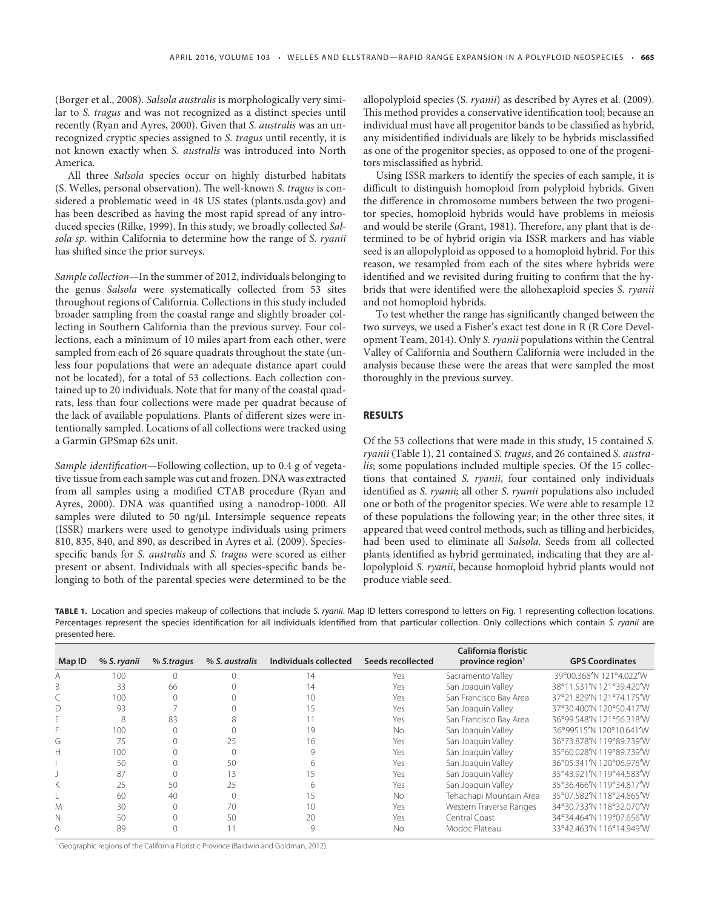(Borger et al., 2008). *Salsola australis* is morphologically very similar to *S. tragus* and was not recognized as a distinct species until recently (Ryan and Ayres, 2000). Given that *S. australis* was an unrecognized cryptic species assigned to *S. tragus* until recently, it is not known exactly when *S. australis* was introduced into North America.

All three *Salsola* species occur on highly disturbed habitats (S. Welles, personal observation). The well-known *S. tragus* is considered a problematic weed in 48 US states (plants.usda.gov) and has been described as having the most rapid spread of any introduced species (Rilke, 1999). In this study, we broadly collected *Salsola sp.* within California to determine how the range of *S. ryanii* has shifted since the prior surveys.

*Sample collection*—In the summer of 2012, individuals belonging to the genus *Salsola* were systematically collected from 53 sites throughout regions of California. Collections in this study included broader sampling from the coastal range and slightly broader collecting in Southern California than the previous survey. Four collections, each a minimum of 10 miles apart from each other, were sampled from each of 26 square quadrats throughout the state (unless four populations that were an adequate distance apart could not be located), for a total of 53 collections. Each collection contained up to 20 individuals. Note that for many of the coastal quadrats, less than four collections were made per quadrat because of the lack of available populations. Plants of different sizes were intentionally sampled. Locations of all collections were tracked using a Garmin GPSmap 62s unit.

*Sample identification*—Following collection, up to 0.4 g of vegetative tissue from each sample was cut and frozen. DNA was extracted from all samples using a modified CTAB procedure (Ryan and Ayres, 2000). DNA was quantified using a nanodrop-1000. All samples were diluted to 50 ng/μl. Intersimple sequence repeats (ISSR) markers were used to genotype individuals using primers 810, 835, 840, and 890, as described in Ayres et al. (2009). Species-specific bands for *S. australis* and *S. tragus* were scored as either present or absent. Individuals with all species-specific bands belonging to both of the parental species were determined to be the allopolyploid species (*S. ryanii*) as described by Ayres et al. (2009). This method provides a conservative identification tool; because an individual must have all progenitor bands to be classified as hybrid, any misidentified individuals are likely to be hybrids misclassified as one of the progenitor species, as opposed to one of the progenitors misclassified as hybrid.

Using ISSR markers to identify the species of each sample, it is difficult to distinguish homoploid from polyploid hybrids. Given the difference in chromosome numbers between the two progenitor species, homoploid hybrids would have problems in meiosis and would be sterile (Grant, 1981). Therefore, any plant that is determined to be of hybrid origin via ISSR markers and has viable seed is an allopolyploid as opposed to a homoploid hybrid. For this reason, we resampled from each of the sites where hybrids were identified and we revisited during fruiting to confirm that the hybrids that were identified were the allohexaploid species *S. ryanii* and not homoploid hybrids.

To test whether the range has significantly changed between the two surveys, we used a Fisher's exact test done in R (R Core Development Team, 2014). Only *S. ryanii* populations within the Central Valley of California and Southern California were included in the analysis because these were the areas that were sampled the most thoroughly in the previous survey.

## RESULTS

Of the 53 collections that were made in this study, 15 contained *S. ryanii* (Table 1), 21 contained *S. tragus*, and 26 contained *S. australis*; some populations included multiple species. Of the 15 collections that contained *S. ryanii*, four contained only individuals identified as *S. ryanii;* all other *S. ryanii* populations also included one or both of the progenitor species. We were able to resample 12 of these populations the following year; in the other three sites, it appeared that weed control methods, such as tilling and herbicides, had been used to eliminate all *Salsola*. Seeds from all collected plants identified as hybrid germinated, indicating that they are allopolyploid *S. ryanii*, because homoploid hybrid plants would not produce viable seed.

**TABLE 1.** Location and species makeup of collections that include *S. ryanii*. Map ID letters correspond to letters on Fig. 1 representing collection locations. Percentages represent the species identification for all individuals identified from that particular collection. Only collections which contain *S. ryanii* are presented here.

| Map ID | % *S. ryanii* | % *S.tragus* | % *S. australis* | Individuals collected | Seeds recollected | California floristic province region[1] | GPS Coordinates |
|---|---|---|---|---|---|---|---|
| A | 100 | 0 | 0 | 14 | Yes | Sacramento Valley | 39°00.368′N 121°4.022′W |
| B | 33 | 66 | 0 | 14 | Yes | San Joaquin Valley | 38°11.531′N 121°39.420′W |
| C | 100 | 0 | 0 | 10 | Yes | San Francisco Bay Area | 37°21.829′N 121°74.175′W |
| D | 93 | 7 | 0 | 15 | Yes | San Joaquin Valley | 37°30.400′N 120°50.417′W |
| E | 8 | 83 | 8 | 11 | Yes | San Francisco Bay Area | 36°99.548′N 121°56.318′W |
| F | 100 | 0 | 0 | 19 | No | San Joaquin Valley | 36°99515′N 120°10.641′W |
| G | 75 | 0 | 25 | 16 | Yes | San Joaquin Valley | 36°73.878′N 119°89.739′W |
| H | 100 | 0 | 0 | 9 | Yes | San Joaquin Valley | 35°60.028′N 119°89.739′W |
| I | 50 | 0 | 50 | 6 | Yes | San Joaquin Valley | 36°05.341′N 120°06.976′W |
| J | 87 | 0 | 13 | 15 | Yes | San Joaquin Valley | 35°43.921′N 119°44.583′W |
| K | 25 | 50 | 25 | 6 | Yes | San Joaquin Valley | 35°36.466′N 119°34.817′W |
| L | 60 | 40 | 0 | 15 | No | Tehachapi Mountain Area | 35°07.582′N 118°24.865′W |
| M | 30 | 0 | 70 | 10 | Yes | Western Traverse Ranges | 34°30.733′N 118°32.070′W |
| N | 50 | 0 | 50 | 20 | Yes | Central Coast | 34°34.464′N 119°07.656′W |
| O | 89 | 0 | 11 | 9 | No | Modoc Plateau | 33°42.463′N 116°14.949′W |

[1] Geographic regions of the California Floristic Province (Baldwin and Goldman, 2012).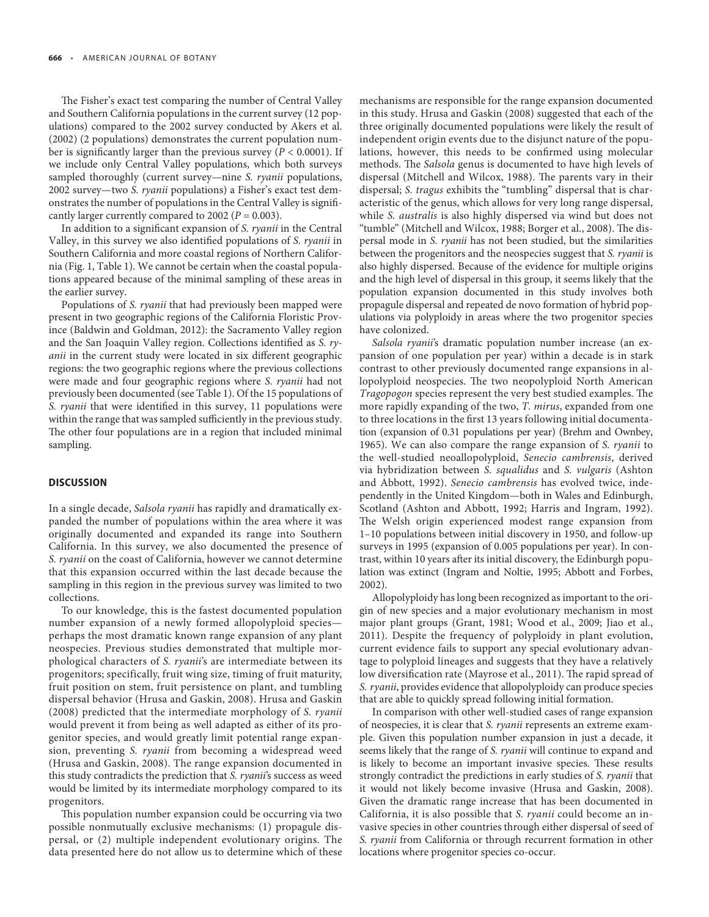The Fisher's exact test comparing the number of Central Valley and Southern California populations in the current survey (12 populations) compared to the 2002 survey conducted by Akers et al. (2002) (2 populations) demonstrates the current population number is significantly larger than the previous survey ($P < 0.0001$). If we include only Central Valley populations, which both surveys sampled thoroughly (current survey—nine *S. ryanii* populations, 2002 survey—two *S. ryanii* populations) a Fisher's exact test demonstrates the number of populations in the Central Valley is significantly larger currently compared to 2002 ($P = 0.003$).

In addition to a significant expansion of *S. ryanii* in the Central Valley, in this survey we also identified populations of *S. ryanii* in Southern California and more coastal regions of Northern California (Fig. 1, Table 1). We cannot be certain when the coastal populations appeared because of the minimal sampling of these areas in the earlier survey.

Populations of *S. ryanii* that had previously been mapped were present in two geographic regions of the California Floristic Province (Baldwin and Goldman, 2012): the Sacramento Valley region and the San Joaquin Valley region. Collections identified as *S. ryanii* in the current study were located in six different geographic regions: the two geographic regions where the previous collections were made and four geographic regions where *S. ryanii* had not previously been documented (see Table 1). Of the 15 populations of *S. ryanii* that were identified in this survey, 11 populations were within the range that was sampled sufficiently in the previous study. The other four populations are in a region that included minimal sampling.

## DISCUSSION

In a single decade, *Salsola ryanii* has rapidly and dramatically expanded the number of populations within the area where it was originally documented and expanded its range into Southern California. In this survey, we also documented the presence of *S. ryanii* on the coast of California, however we cannot determine that this expansion occurred within the last decade because the sampling in this region in the previous survey was limited to two collections.

To our knowledge, this is the fastest documented population number expansion of a newly formed allopolyploid species—perhaps the most dramatic known range expansion of any plant neospecies. Previous studies demonstrated that multiple morphological characters of *S. ryanii*'s are intermediate between its progenitors; specifically, fruit wing size, timing of fruit maturity, fruit position on stem, fruit persistence on plant, and tumbling dispersal behavior (Hrusa and Gaskin, 2008). Hrusa and Gaskin (2008) predicted that the intermediate morphology of *S. ryanii* would prevent it from being as well adapted as either of its progenitor species, and would greatly limit potential range expansion, preventing *S. ryanii* from becoming a widespread weed (Hrusa and Gaskin, 2008). The range expansion documented in this study contradicts the prediction that *S. ryanii*'s success as weed would be limited by its intermediate morphology compared to its progenitors.

This population number expansion could be occurring via two possible nonmutually exclusive mechanisms: (1) propagule dispersal, or (2) multiple independent evolutionary origins. The data presented here do not allow us to determine which of these mechanisms are responsible for the range expansion documented in this study. Hrusa and Gaskin (2008) suggested that each of the three originally documented populations were likely the result of independent origin events due to the disjunct nature of the populations, however, this needs to be confirmed using molecular methods. The *Salsola* genus is documented to have high levels of dispersal (Mitchell and Wilcox, 1988). The parents vary in their dispersal; *S. tragus* exhibits the "tumbling" dispersal that is characteristic of the genus, which allows for very long range dispersal, while *S. australis* is also highly dispersed via wind but does not "tumble" (Mitchell and Wilcox, 1988; Borger et al., 2008). The dispersal mode in *S. ryanii* has not been studied, but the similarities between the progenitors and the neospecies suggest that *S. ryanii* is also highly dispersed. Because of the evidence for multiple origins and the high level of dispersal in this group, it seems likely that the population expansion documented in this study involves both propagule dispersal and repeated de novo formation of hybrid populations via polyploidy in areas where the two progenitor species have colonized.

*Salsola ryanii*'s dramatic population number increase (an expansion of one population per year) within a decade is in stark contrast to other previously documented range expansions in allopolyploid neospecies. The two neopolyploid North American *Tragopogon* species represent the very best studied examples. The more rapidly expanding of the two, *T. mirus*, expanded from one to three locations in the first 13 years following initial documentation (expansion of 0.31 populations per year) (Brehm and Ownbey, 1965). We can also compare the range expansion of *S. ryanii* to the well-studied neoallopolyploid, *Senecio cambrensis*, derived via hybridization between *S. squalidus* and *S. vulgaris* (Ashton and Abbott, 1992). *Senecio cambrensis* has evolved twice, independently in the United Kingdom—both in Wales and Edinburgh, Scotland (Ashton and Abbott, 1992; Harris and Ingram, 1992). The Welsh origin experienced modest range expansion from 1–10 populations between initial discovery in 1950, and follow-up surveys in 1995 (expansion of 0.005 populations per year). In contrast, within 10 years after its initial discovery, the Edinburgh population was extinct (Ingram and Noltie, 1995; Abbott and Forbes, 2002).

Allopolyploidy has long been recognized as important to the origin of new species and a major evolutionary mechanism in most major plant groups (Grant, 1981; Wood et al., 2009; Jiao et al., 2011). Despite the frequency of polyploidy in plant evolution, current evidence fails to support any special evolutionary advantage to polyploid lineages and suggests that they have a relatively low diversification rate (Mayrose et al., 2011). The rapid spread of *S. ryanii*, provides evidence that allopolyploidy can produce species that are able to quickly spread following initial formation.

In comparison with other well-studied cases of range expansion of neospecies, it is clear that *S. ryanii* represents an extreme example. Given this population number expansion in just a decade, it seems likely that the range of *S. ryanii* will continue to expand and is likely to become an important invasive species. These results strongly contradict the predictions in early studies of *S. ryanii* that it would not likely become invasive (Hrusa and Gaskin, 2008). Given the dramatic range increase that has been documented in California, it is also possible that *S. ryanii* could become an invasive species in other countries through either dispersal of seed of *S. ryanii* from California or through recurrent formation in other locations where progenitor species co-occur.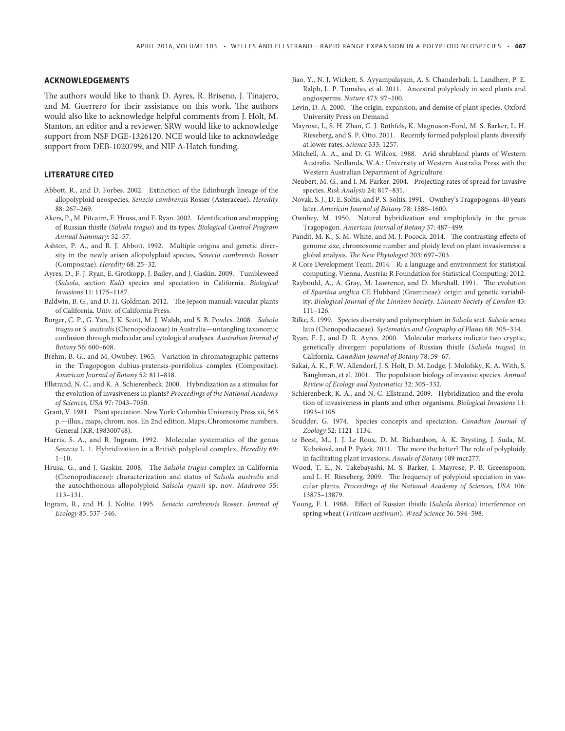## ACKNOWLEDGEMENTS

The authors would like to thank D. Ayres, R. Briseno, J. Tinajero, and M. Guerrero for their assistance on this work. The authors would also like to acknowledge helpful comments from J. Holt, M. Stanton, an editor and a reviewer. SRW would like to acknowledge support from NSF DGE-1326120. NCE would like to acknowledge support from DEB-1020799, and NIF A-Hatch funding.

## LITERATURE CITED

Abbott, R., and D. Forbes. 2002. Extinction of the Edinburgh lineage of the allopolyploid neospecies, *Senecio cambrensis* Rosser (Asteraceae). *Heredity* 88: 267–269.

Akers, P., M. Pitcairn, F. Hrusa, and F. Ryan. 2002. Identification and mapping of Russian thistle (*Salsola tragus*) and its types. *Biological Control Program Annual Summary*: 52–57.

Ashton, P. A., and R. J. Abbott. 1992. Multiple origins and genetic diversity in the newly arisen allopolyploid species, *Senecio cambrensis* Rosser (Compositae). *Heredity* 68: 25–32.

Ayres, D., F. J. Ryan, E. Grotkopp, J. Bailey, and J. Gaskin. 2009. Tumbleweed (*Salsola*, section *Kali*) species and speciation in California. *Biological Invasions* 11: 1175–1187.

Baldwin, B. G., and D. H. Goldman. 2012. The Jepson manual: vascular plants of California. Univ. of California Press.

Borger, C. P., G. Yan, J. K. Scott, M. J. Walsh, and S. B. Powles. 2008. *Salsola tragus* or *S. australis* (Chenopodiaceae) in Australia—untangling taxonomic confusion through molecular and cytological analyses. *Australian Journal of Botany* 56: 600–608.

Brehm, B. G., and M. Ownbey. 1965. Variation in chromatographic patterns in the Tragopogon dubius-pratensis-porrifolius complex (Compositae). *American Journal of Botany* 52: 811–818.

Ellstrand, N. C., and K. A. Schierenbeck. 2000. Hybridization as a stimulus for the evolution of invasiveness in plants? *Proceedings of the National Academy of Sciences, USA* 97: 7043–7050.

Grant, V. 1981. Plant speciation. New York: Columbia University Press xii, 563 p.—illus., maps, chrom. nos. En 2nd edition. Maps, Chromosome numbers. General (KR, 198300748).

Harris, S. A., and R. Ingram. 1992. Molecular systematics of the genus *Senecio* L. 1. Hybridization in a British polyploid complex. *Heredity* 69: 1–10.

Hrusa, G., and J. Gaskin. 2008. The *Salsola tragus* complex in California (Chenopodiaceae): characterization and status of *Salsola australis* and the autochthonous allopolyploid *Salsola ryanii* sp. nov. *Madrono* 55: 113–131.

Ingram, R., and H. J. Noltie. 1995. *Senecio cambrensis* Rosser. *Journal of Ecology* 83: 537–546.

Jiao, Y., N. J. Wickett, S. Ayyampalayam, A. S. Chanderbali, L. Landherr, P. E. Ralph, L. P. Tomsho, et al. 2011. Ancestral polyploidy in seed plants and angiosperms. *Nature* 473: 97–100.

Levin, D. A. 2000. The origin, expansion, and demise of plant species. Oxford University Press on Demand.

Mayrose, I., S. H. Zhan, C. J. Rothfels, K. Magnuson-Ford, M. S. Barker, L. H. Rieseberg, and S. P. Otto. 2011. Recently formed polyploid plants diversify at lower rates. *Science* 333: 1257.

Mitchell, A. A., and D. G. Wilcox. 1988. Arid shrubland plants of Western Australia. Nedlands, W.A.: University of Western Australia Press with the Western Australian Department of Agriculture.

Neubert, M. G., and I. M. Parker. 2004. Projecting rates of spread for invasive species. *Risk Analysis* 24: 817–831.

Novak, S. J., D. E. Soltis, and P. S. Soltis. 1991. Ownbey's Tragopogons: 40 years later. *American Journal of Botany* 78: 1586–1600.

Ownbey, M. 1950. Natural hybridization and amphiploidy in the genus Tragopogon. *American Journal of Botany* 37: 487–499.

Pandit, M. K., S. M. White, and M. J. Pocock. 2014. The contrasting effects of genome size, chromosome number and ploidy level on plant invasiveness: a global analysis. *The New Phytologist* 203: 697–703.

R Core Development Team. 2014. R: a language and environment for statistical computing. Vienna, Austria: R Foundation for Statistical Computing; 2012.

Raybould, A., A. Gray, M. Lawrence, and D. Marshall. 1991. The evolution of *Spartina anglica* CE Hubbard (Gramineae): origin and genetic variability. *Biological Journal of the Linnean Society. Linnean Society of London* 43: 111–126.

Rilke, S. 1999. Species diversity and polymorphism in *Salsola* sect. *Salsola* sensu lato (Chenopodiacaeae). *Systematics and Geography of Plants* 68: 305–314.

Ryan, F. J., and D. R. Ayres. 2000. Molecular markers indicate two cryptic, genetically divergent populations of Russian thistle (*Salsola tragus*) in California. *Canadian Journal of Botany* 78: 59–67.

Sakai, A. K., F. W. Allendorf, J. S. Holt, D. M. Lodge, J. Molofsky, K. A. With, S. Baughman, et al. 2001. The population biology of invasive species. *Annual Review of Ecology and Systematics* 32: 305–332.

Schierenbeck, K. A., and N. C. Ellstrand. 2009. Hybridization and the evolution of invasiveness in plants and other organisms. *Biological Invasions* 11: 1093–1105.

Scudder, G. 1974. Species concepts and speciation. *Canadian Journal of Zoology* 52: 1121–1134.

te Beest, M., J. J. Le Roux, D. M. Richardson, A. K. Brysting, J. Suda, M. Kubešová, and P. Pyšek. 2011. The more the better? The role of polyploidy in facilitating plant invasions. *Annals of Botany* 109 mcr277.

Wood, T. E., N. Takebayashi, M. S. Barker, I. Mayrose, P. B. Greenspoon, and L. H. Rieseberg. 2009. The frequency of polyploid speciation in vascular plants. *Proceedings of the National Academy of Sciences, USA* 106: 13875–13879.

Young, F. L. 1988. Effect of Russian thistle (*Salsola iberica*) interference on spring wheat (*Triticum aestivum*). *Weed Science* 36: 594–598.